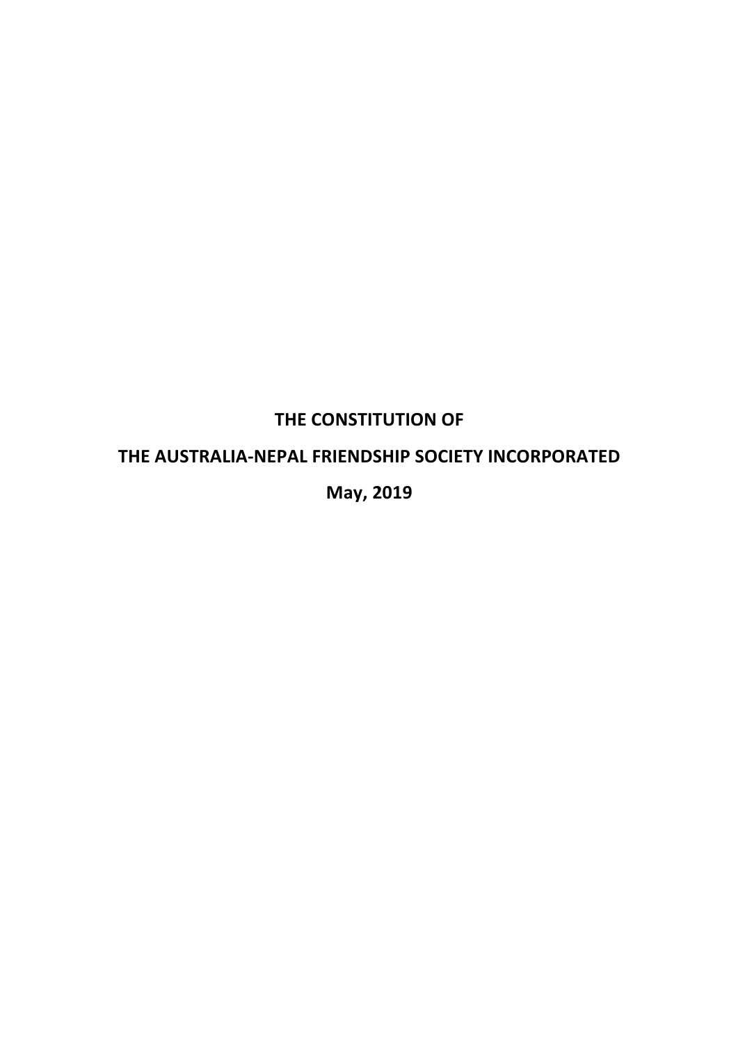# THE CONSTITUTION OF

# THE AUSTRALIA-NEPAL FRIENDSHIP SOCIETY INCORPORATED

# May, 2019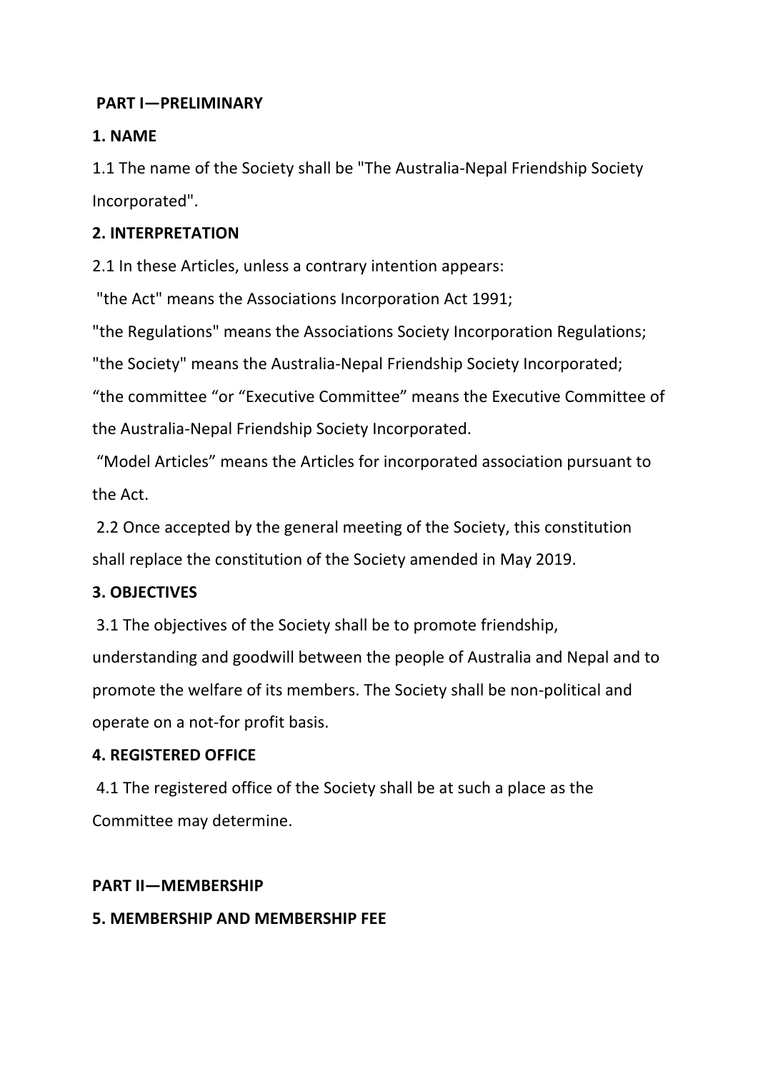## PART I—PRELIMINARY

### 1. NAME

1.1 The name of the Society shall be "The Australia-Nepal Friendship Society Incorporated".

### 2. INTERPRETATION

2.1 In these Articles, unless a contrary intention appears:

"the Act" means the Associations Incorporation Act 1991;

"the Regulations" means the Associations Society Incorporation Regulations;

"the Society" means the Australia-Nepal Friendship Society Incorporated;

"the committee "or "Executive Committee" means the Executive Committee of the Australia-Nepal Friendship Society Incorporated.

"Model Articles" means the Articles for incorporated association pursuant to the Act.

2.2 Once accepted by the general meeting of the Society, this constitution shall replace the constitution of the Society amended in May 2019.

### 3. OBJECTIVES

3.1 The objectives of the Society shall be to promote friendship, understanding and goodwill between the people of Australia and Nepal and to promote the welfare of its members. The Society shall be non-political and operate on a not-for profit basis.

### 4. REGISTERED OFFICE

4.1 The registered office of the Society shall be at such a place as the Committee may determine.

## PART II—MEMBERSHIP

### 5. MEMBERSHIP AND MEMBERSHIP FEE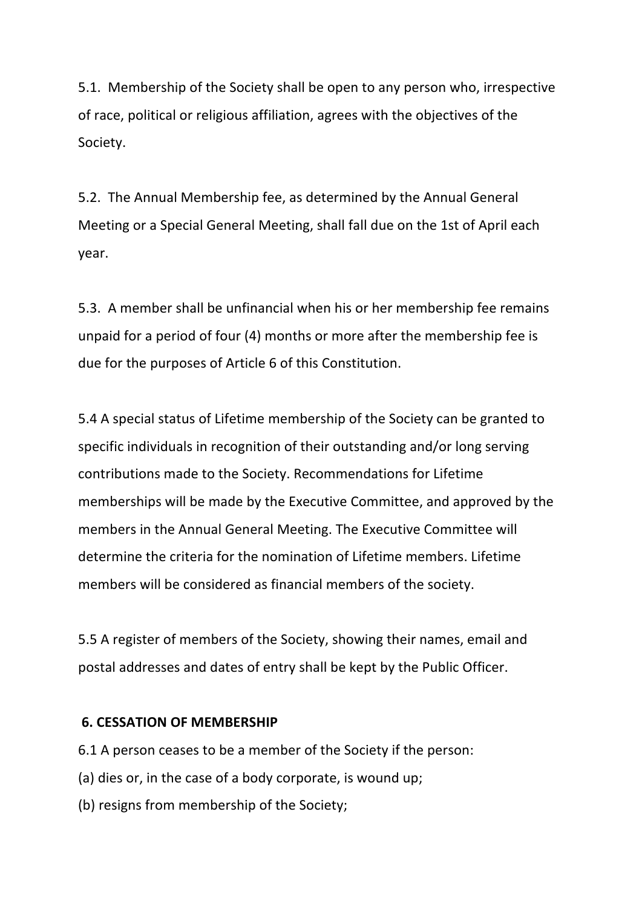5.1. Membership of the Society shall be open to any person who, irrespective of race, political or religious affiliation, agrees with the objectives of the Society.

5.2. The Annual Membership fee, as determined by the Annual General Meeting or a Special General Meeting, shall fall due on the 1st of April each year.

5.3. A member shall be unfinancial when his or her membership fee remains unpaid for a period of four (4) months or more after the membership fee is due for the purposes of Article 6 of this Constitution.

5.4 A special status of Lifetime membership of the Society can be granted to specific individuals in recognition of their outstanding and/or long serving contributions made to the Society. Recommendations for Lifetime memberships will be made by the Executive Committee, and approved by the members in the Annual General Meeting. The Executive Committee will determine the criteria for the nomination of Lifetime members. Lifetime members will be considered as financial members of the society.

5.5 A register of members of the Society, showing their names, email and postal addresses and dates of entry shall be kept by the Public Officer.

**6. CESSATION OF MEMBERSHIP**

6.1 A person ceases to be a member of the Society if the person:

(a) dies or, in the case of a body corporate, is wound up;

(b) resigns from membership of the Society;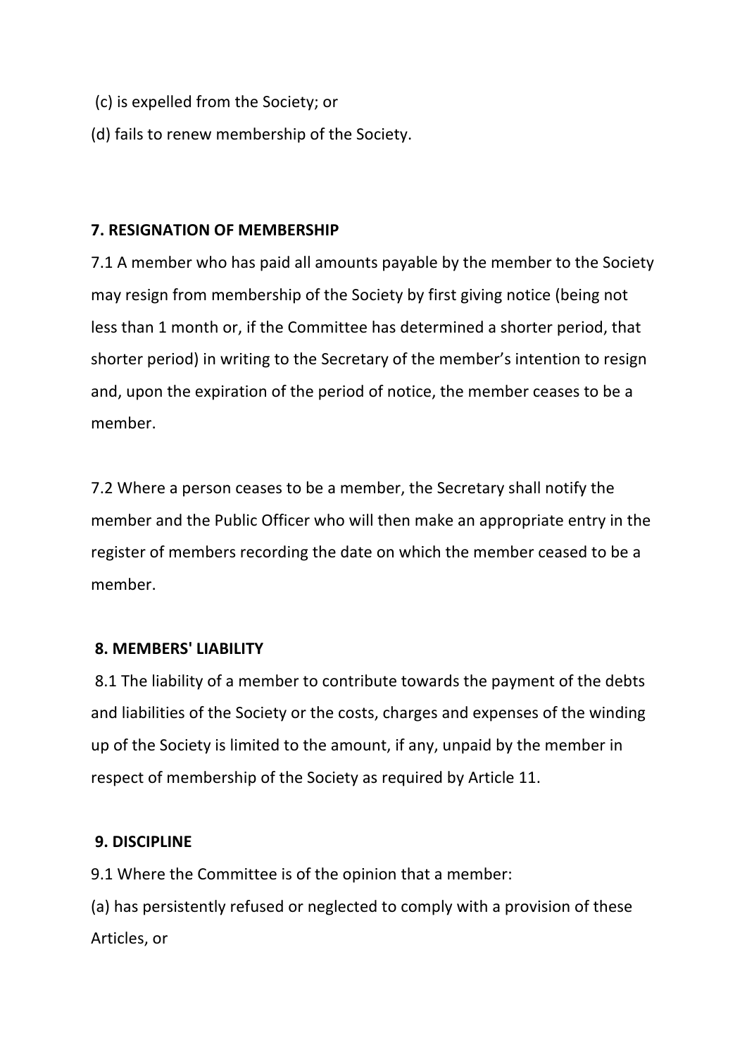(c) is expelled from the Society; or

(d) fails to renew membership of the Society.

**7. RESIGNATION OF MEMBERSHIP**

7.1 A member who has paid all amounts payable by the member to the Society may resign from membership of the Society by first giving notice (being not less than 1 month or, if the Committee has determined a shorter period, that shorter period) in writing to the Secretary of the member's intention to resign and, upon the expiration of the period of notice, the member ceases to be a member.

7.2 Where a person ceases to be a member, the Secretary shall notify the member and the Public Officer who will then make an appropriate entry in the register of members recording the date on which the member ceased to be a member.

**8. MEMBERS' LIABILITY**

8.1 The liability of a member to contribute towards the payment of the debts and liabilities of the Society or the costs, charges and expenses of the winding up of the Society is limited to the amount, if any, unpaid by the member in respect of membership of the Society as required by Article 11.

**9. DISCIPLINE**

9.1 Where the Committee is of the opinion that a member:

(a) has persistently refused or neglected to comply with a provision of these Articles, or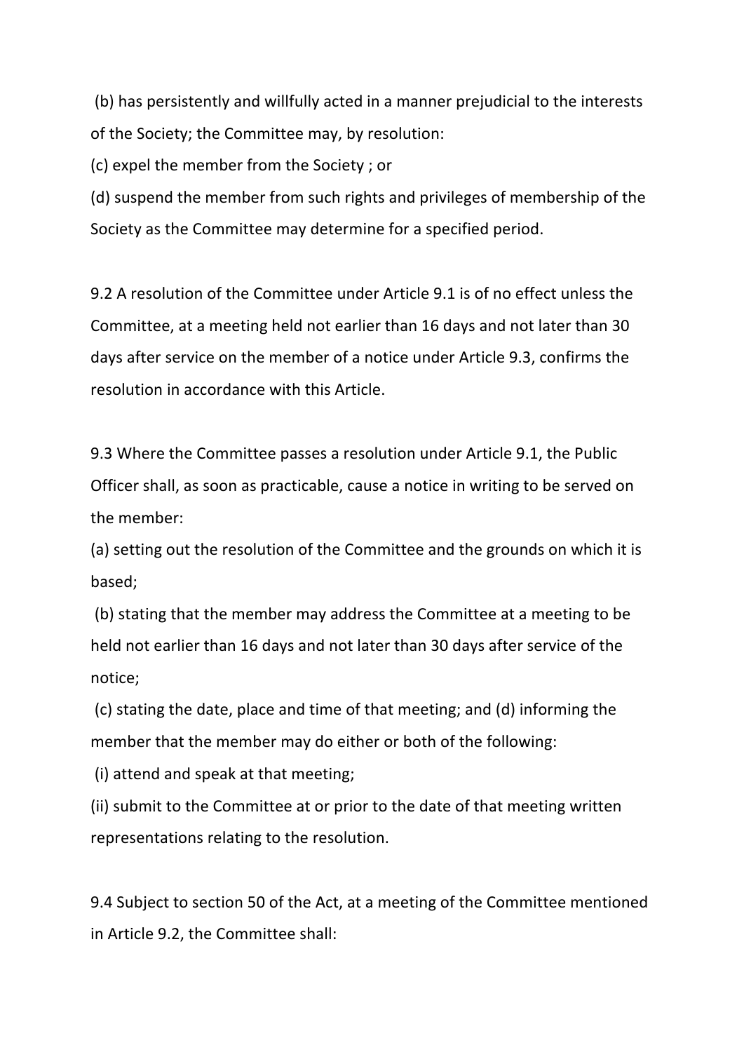(b) has persistently and willfully acted in a manner prejudicial to the interests of the Society; the Committee may, by resolution:

(c) expel the member from the Society ; or

(d) suspend the member from such rights and privileges of membership of the Society as the Committee may determine for a specified period.

9.2 A resolution of the Committee under Article 9.1 is of no effect unless the Committee, at a meeting held not earlier than 16 days and not later than 30 days after service on the member of a notice under Article 9.3, confirms the resolution in accordance with this Article.

9.3 Where the Committee passes a resolution under Article 9.1, the Public Officer shall, as soon as practicable, cause a notice in writing to be served on the member:

(a) setting out the resolution of the Committee and the grounds on which it is based;

(b) stating that the member may address the Committee at a meeting to be held not earlier than 16 days and not later than 30 days after service of the notice;

(c) stating the date, place and time of that meeting; and (d) informing the member that the member may do either or both of the following:

(i) attend and speak at that meeting;

(ii) submit to the Committee at or prior to the date of that meeting written representations relating to the resolution.

9.4 Subject to section 50 of the Act, at a meeting of the Committee mentioned in Article 9.2, the Committee shall: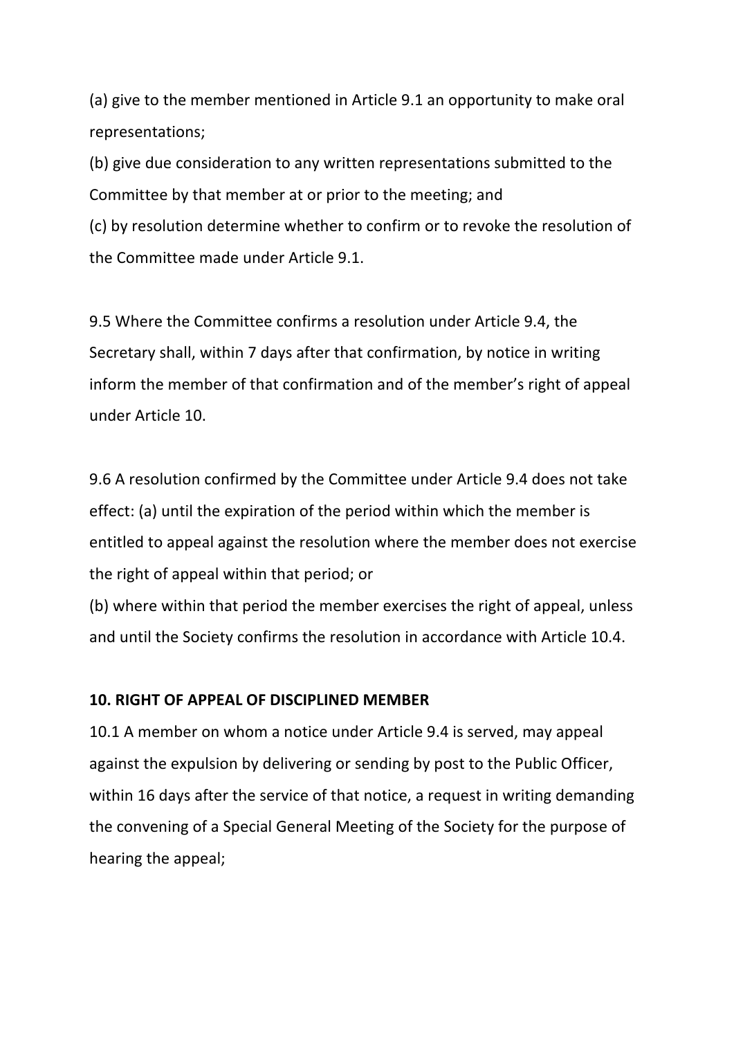(a) give to the member mentioned in Article 9.1 an opportunity to make oral representations;

(b) give due consideration to any written representations submitted to the Committee by that member at or prior to the meeting; and

(c) by resolution determine whether to confirm or to revoke the resolution of the Committee made under Article 9.1.

9.5 Where the Committee confirms a resolution under Article 9.4, the Secretary shall, within 7 days after that confirmation, by notice in writing inform the member of that confirmation and of the member's right of appeal under Article 10.

9.6 A resolution confirmed by the Committee under Article 9.4 does not take effect: (a) until the expiration of the period within which the member is entitled to appeal against the resolution where the member does not exercise the right of appeal within that period; or

(b) where within that period the member exercises the right of appeal, unless and until the Society confirms the resolution in accordance with Article 10.4.

**10. RIGHT OF APPEAL OF DISCIPLINED MEMBER**

10.1 A member on whom a notice under Article 9.4 is served, may appeal against the expulsion by delivering or sending by post to the Public Officer, within 16 days after the service of that notice, a request in writing demanding the convening of a Special General Meeting of the Society for the purpose of hearing the appeal;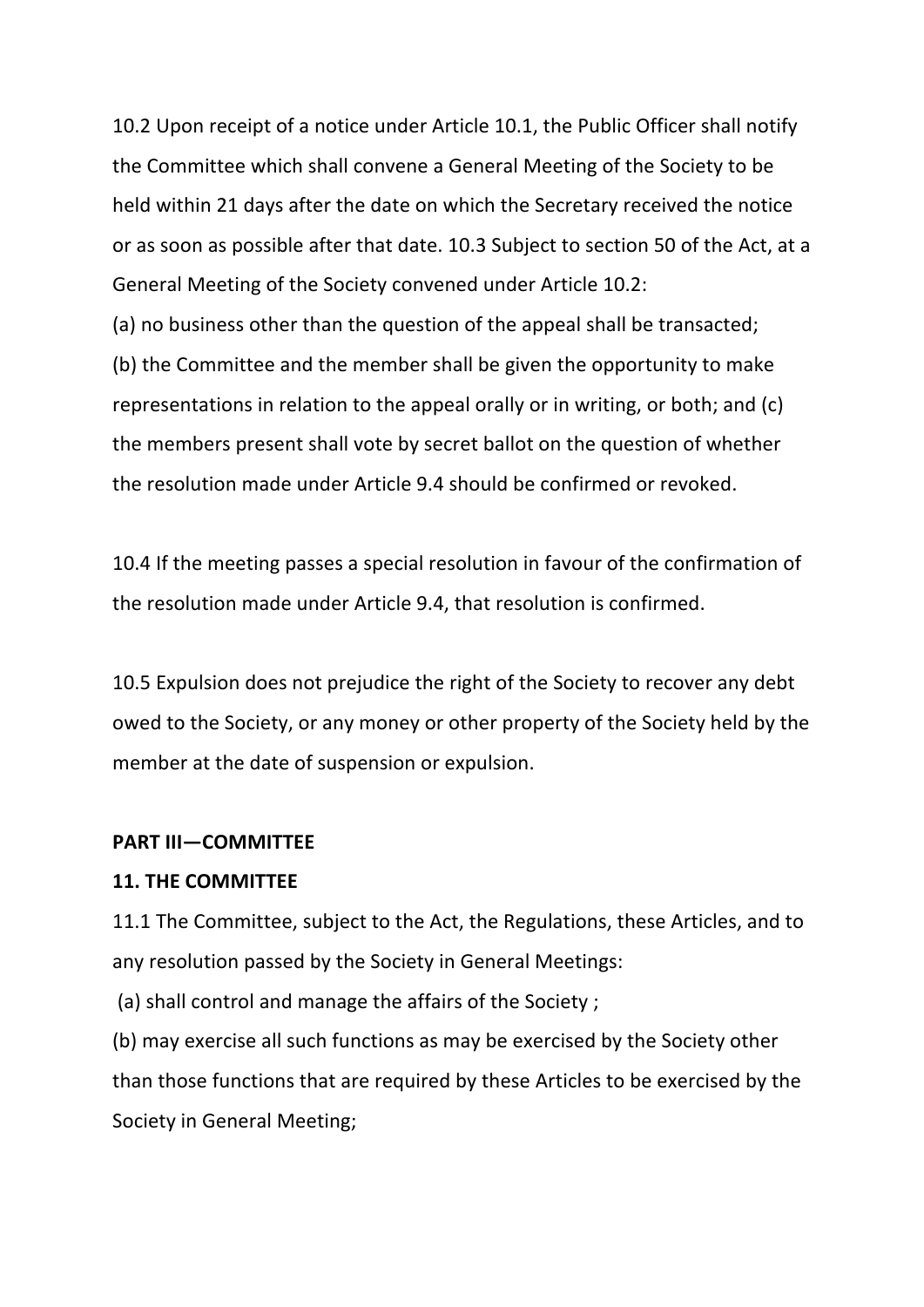10.2 Upon receipt of a notice under Article 10.1, the Public Officer shall notify the Committee which shall convene a General Meeting of the Society to be held within 21 days after the date on which the Secretary received the notice or as soon as possible after that date. 10.3 Subject to section 50 of the Act, at a General Meeting of the Society convened under Article 10.2:

(a) no business other than the question of the appeal shall be transacted;

(b) the Committee and the member shall be given the opportunity to make representations in relation to the appeal orally or in writing, or both; and (c) the members present shall vote by secret ballot on the question of whether the resolution made under Article 9.4 should be confirmed or revoked.

10.4 If the meeting passes a special resolution in favour of the confirmation of the resolution made under Article 9.4, that resolution is confirmed.

10.5 Expulsion does not prejudice the right of the Society to recover any debt owed to the Society, or any money or other property of the Society held by the member at the date of suspension or expulsion.

## PART III—COMMITTEE

### 11. THE COMMITTEE

11.1 The Committee, subject to the Act, the Regulations, these Articles, and to any resolution passed by the Society in General Meetings:

(a) shall control and manage the affairs of the Society ;

(b) may exercise all such functions as may be exercised by the Society other than those functions that are required by these Articles to be exercised by the Society in General Meeting;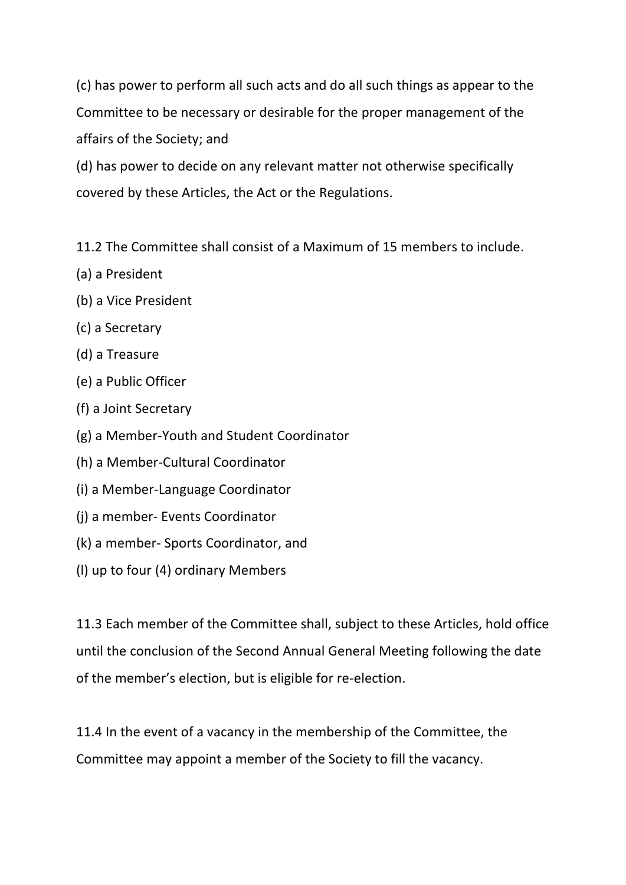(c) has power to perform all such acts and do all such things as appear to the Committee to be necessary or desirable for the proper management of the affairs of the Society; and

(d) has power to decide on any relevant matter not otherwise specifically covered by these Articles, the Act or the Regulations.

11.2 The Committee shall consist of a Maximum of 15 members to include.

(a) a President

(b) a Vice President

(c) a Secretary

(d) a Treasure

(e) a Public Officer

(f) a Joint Secretary

(g) a Member-Youth and Student Coordinator

(h) a Member-Cultural Coordinator

(i) a Member-Language Coordinator

(j) a member- Events Coordinator

(k) a member- Sports Coordinator, and

(l) up to four (4) ordinary Members

11.3 Each member of the Committee shall, subject to these Articles, hold office until the conclusion of the Second Annual General Meeting following the date of the member's election, but is eligible for re-election.

11.4 In the event of a vacancy in the membership of the Committee, the Committee may appoint a member of the Society to fill the vacancy.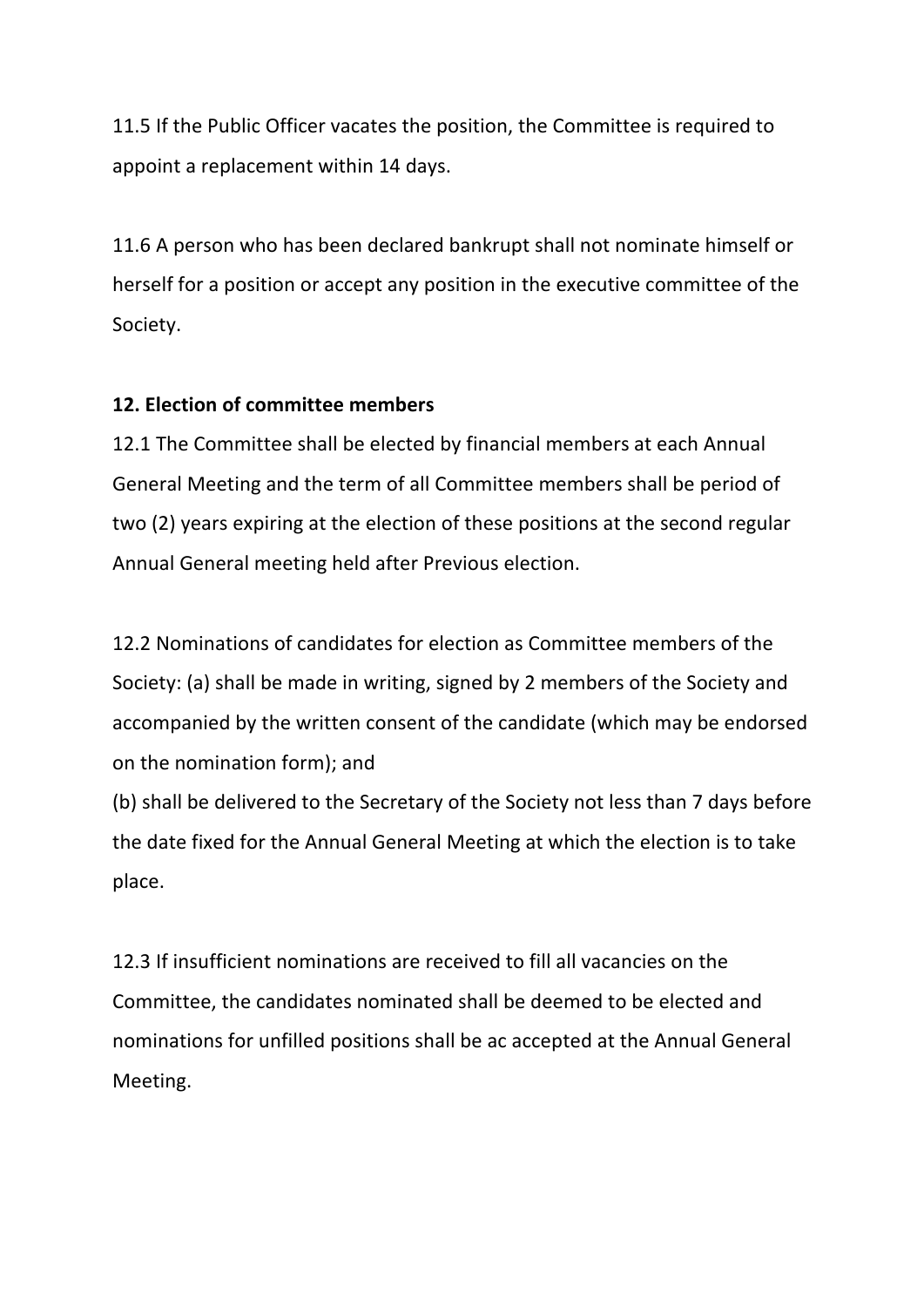11.5 If the Public Officer vacates the position, the Committee is required to appoint a replacement within 14 days.

11.6 A person who has been declared bankrupt shall not nominate himself or herself for a position or accept any position in the executive committee of the Society.

**12. Election of committee members**

12.1 The Committee shall be elected by financial members at each Annual General Meeting and the term of all Committee members shall be period of two (2) years expiring at the election of these positions at the second regular Annual General meeting held after Previous election.

12.2 Nominations of candidates for election as Committee members of the Society: (a) shall be made in writing, signed by 2 members of the Society and accompanied by the written consent of the candidate (which may be endorsed on the nomination form); and

(b) shall be delivered to the Secretary of the Society not less than 7 days before the date fixed for the Annual General Meeting at which the election is to take place.

12.3 If insufficient nominations are received to fill all vacancies on the Committee, the candidates nominated shall be deemed to be elected and nominations for unfilled positions shall be ac accepted at the Annual General Meeting.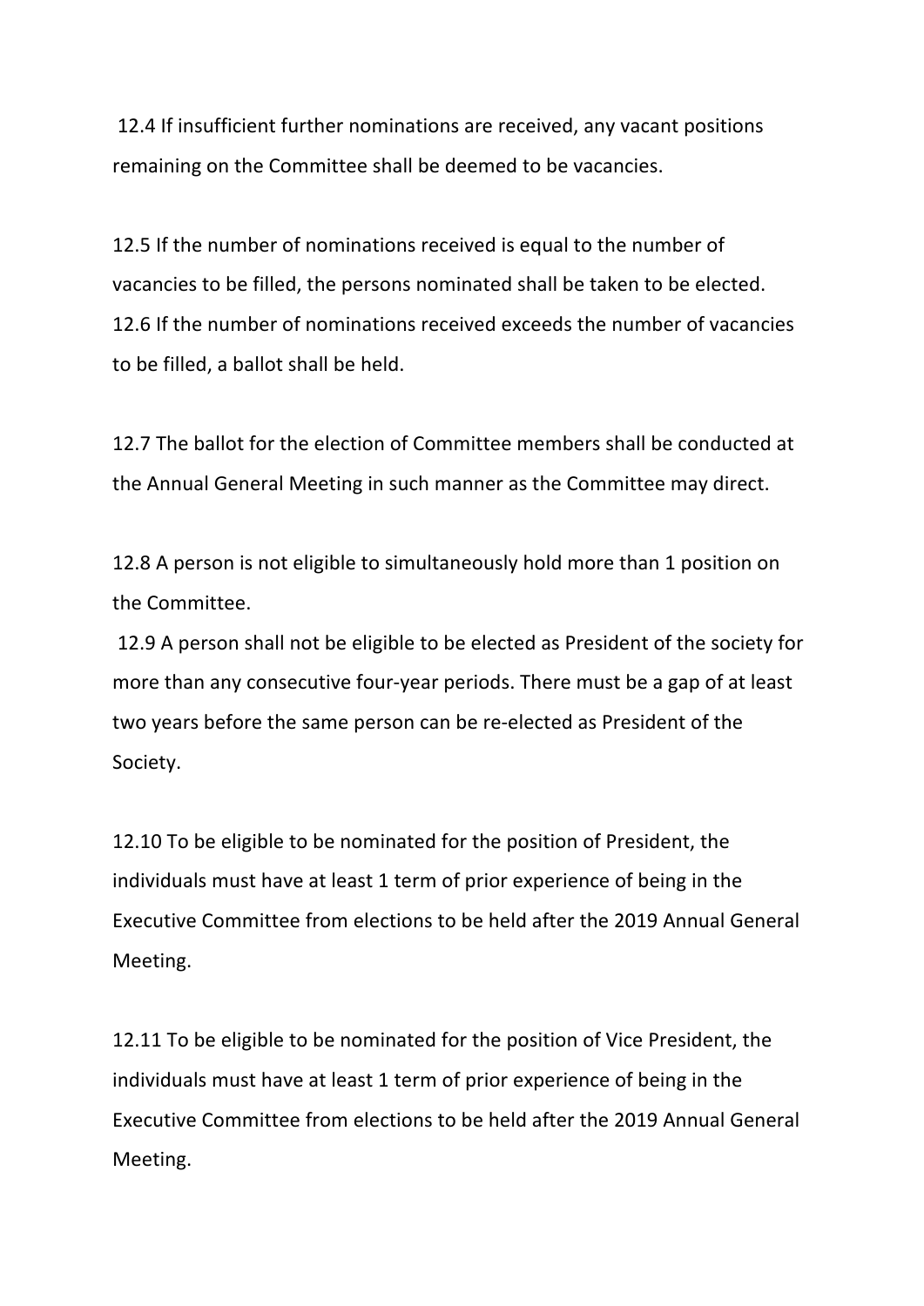12.4 If insufficient further nominations are received, any vacant positions remaining on the Committee shall be deemed to be vacancies.

12.5 If the number of nominations received is equal to the number of vacancies to be filled, the persons nominated shall be taken to be elected.
12.6 If the number of nominations received exceeds the number of vacancies to be filled, a ballot shall be held.

12.7 The ballot for the election of Committee members shall be conducted at the Annual General Meeting in such manner as the Committee may direct.

12.8 A person is not eligible to simultaneously hold more than 1 position on the Committee.
12.9 A person shall not be eligible to be elected as President of the society for more than any consecutive four-year periods. There must be a gap of at least two years before the same person can be re-elected as President of the Society.

12.10 To be eligible to be nominated for the position of President, the individuals must have at least 1 term of prior experience of being in the Executive Committee from elections to be held after the 2019 Annual General Meeting.

12.11 To be eligible to be nominated for the position of Vice President, the individuals must have at least 1 term of prior experience of being in the Executive Committee from elections to be held after the 2019 Annual General Meeting.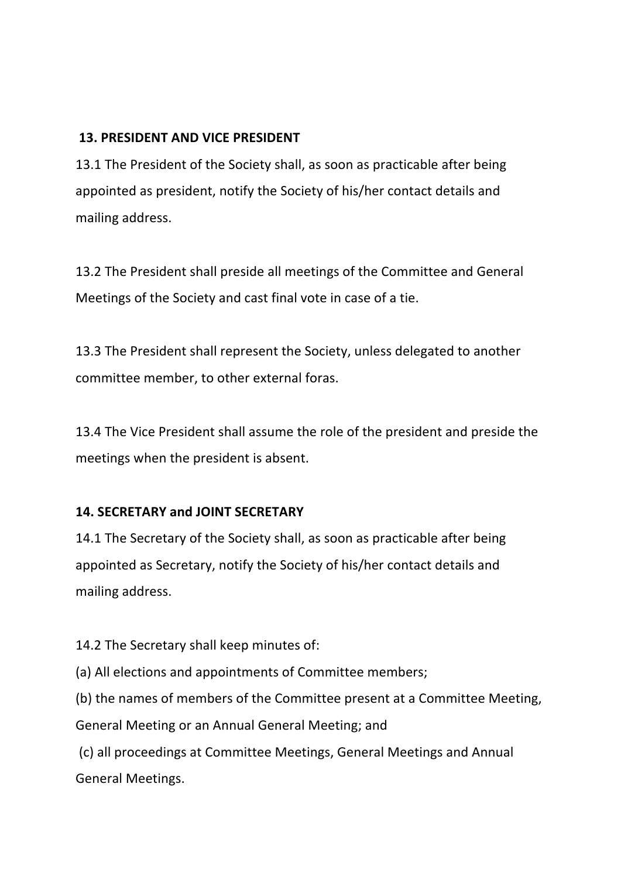## 13. PRESIDENT AND VICE PRESIDENT

13.1 The President of the Society shall, as soon as practicable after being appointed as president, notify the Society of his/her contact details and mailing address.

13.2 The President shall preside all meetings of the Committee and General Meetings of the Society and cast final vote in case of a tie.

13.3 The President shall represent the Society, unless delegated to another committee member, to other external foras.

13.4 The Vice President shall assume the role of the president and preside the meetings when the president is absent.

## 14. SECRETARY and JOINT SECRETARY

14.1 The Secretary of the Society shall, as soon as practicable after being appointed as Secretary, notify the Society of his/her contact details and mailing address.

14.2 The Secretary shall keep minutes of:

(a) All elections and appointments of Committee members;

(b) the names of members of the Committee present at a Committee Meeting, General Meeting or an Annual General Meeting; and

(c) all proceedings at Committee Meetings, General Meetings and Annual General Meetings.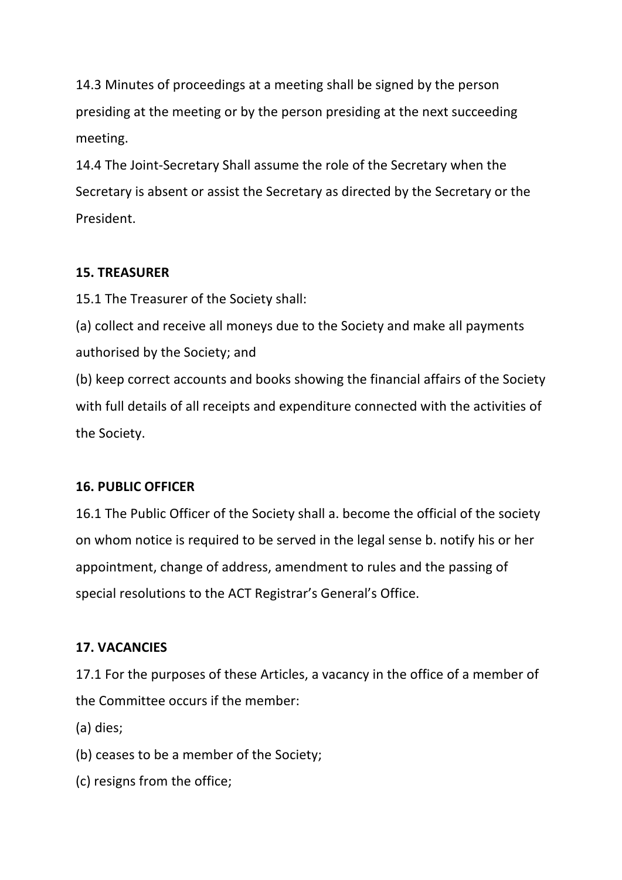14.3 Minutes of proceedings at a meeting shall be signed by the person presiding at the meeting or by the person presiding at the next succeeding meeting.

14.4 The Joint-Secretary Shall assume the role of the Secretary when the Secretary is absent or assist the Secretary as directed by the Secretary or the President.

**15. TREASURER**

15.1 The Treasurer of the Society shall:

(a) collect and receive all moneys due to the Society and make all payments authorised by the Society; and

(b) keep correct accounts and books showing the financial affairs of the Society with full details of all receipts and expenditure connected with the activities of the Society.

**16. PUBLIC OFFICER**

16.1 The Public Officer of the Society shall a. become the official of the society on whom notice is required to be served in the legal sense b. notify his or her appointment, change of address, amendment to rules and the passing of special resolutions to the ACT Registrar's General's Office.

**17. VACANCIES**

17.1 For the purposes of these Articles, a vacancy in the office of a member of the Committee occurs if the member:

(a) dies;

(b) ceases to be a member of the Society;

(c) resigns from the office;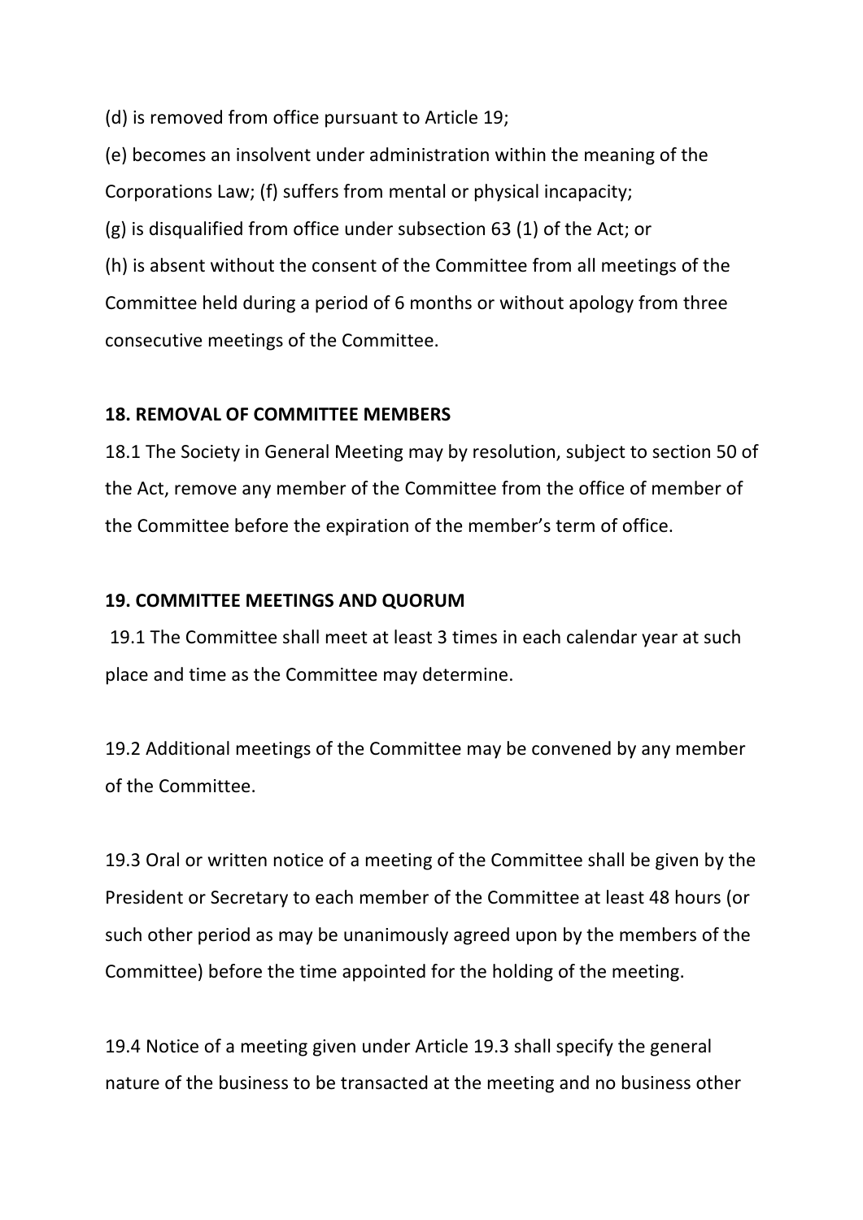(d) is removed from office pursuant to Article 19;

(e) becomes an insolvent under administration within the meaning of the Corporations Law; (f) suffers from mental or physical incapacity;

(g) is disqualified from office under subsection 63 (1) of the Act; or

(h) is absent without the consent of the Committee from all meetings of the Committee held during a period of 6 months or without apology from three consecutive meetings of the Committee.

**18. REMOVAL OF COMMITTEE MEMBERS**

18.1 The Society in General Meeting may by resolution, subject to section 50 of the Act, remove any member of the Committee from the office of member of the Committee before the expiration of the member's term of office.

**19. COMMITTEE MEETINGS AND QUORUM**

19.1 The Committee shall meet at least 3 times in each calendar year at such place and time as the Committee may determine.

19.2 Additional meetings of the Committee may be convened by any member of the Committee.

19.3 Oral or written notice of a meeting of the Committee shall be given by the President or Secretary to each member of the Committee at least 48 hours (or such other period as may be unanimously agreed upon by the members of the Committee) before the time appointed for the holding of the meeting.

19.4 Notice of a meeting given under Article 19.3 shall specify the general nature of the business to be transacted at the meeting and no business other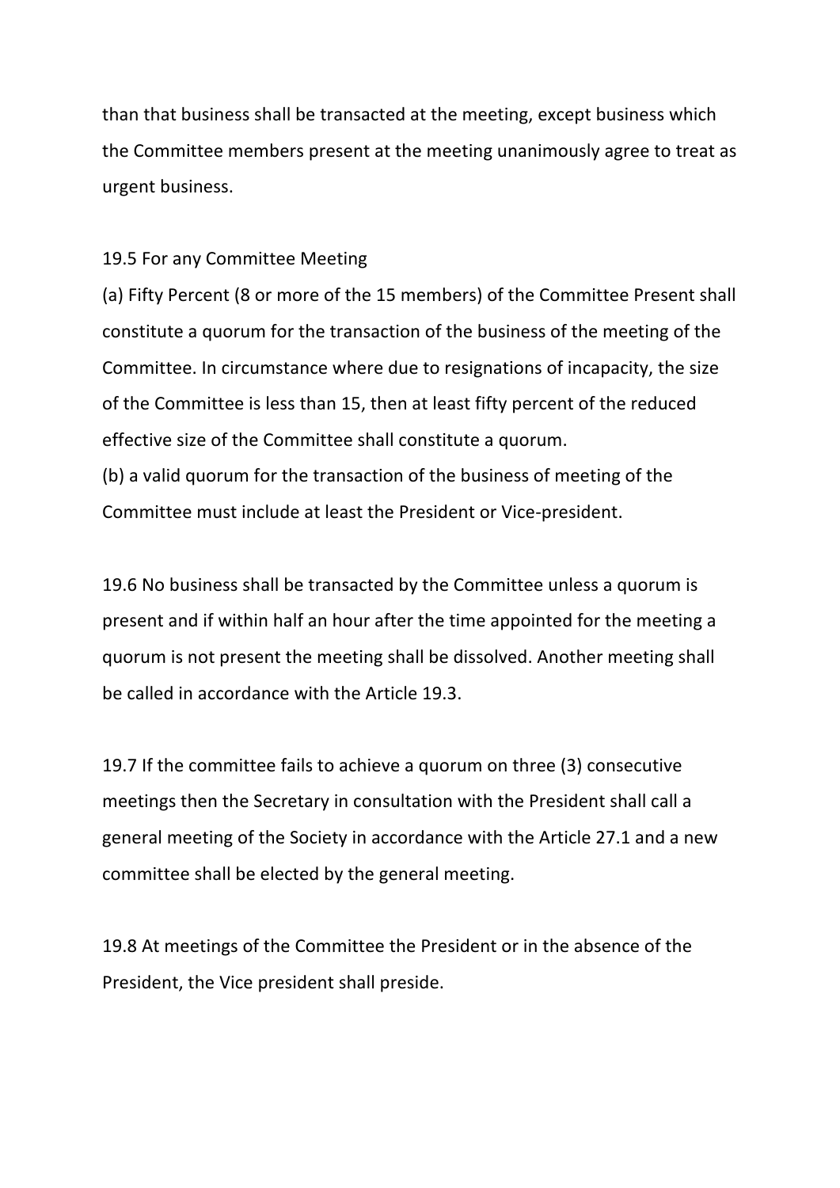than that business shall be transacted at the meeting, except business which the Committee members present at the meeting unanimously agree to treat as urgent business.

19.5 For any Committee Meeting

(a) Fifty Percent (8 or more of the 15 members) of the Committee Present shall constitute a quorum for the transaction of the business of the meeting of the Committee. In circumstance where due to resignations of incapacity, the size of the Committee is less than 15, then at least fifty percent of the reduced effective size of the Committee shall constitute a quorum.

(b) a valid quorum for the transaction of the business of meeting of the Committee must include at least the President or Vice-president.

19.6 No business shall be transacted by the Committee unless a quorum is present and if within half an hour after the time appointed for the meeting a quorum is not present the meeting shall be dissolved. Another meeting shall be called in accordance with the Article 19.3.

19.7 If the committee fails to achieve a quorum on three (3) consecutive meetings then the Secretary in consultation with the President shall call a general meeting of the Society in accordance with the Article 27.1 and a new committee shall be elected by the general meeting.

19.8 At meetings of the Committee the President or in the absence of the President, the Vice president shall preside.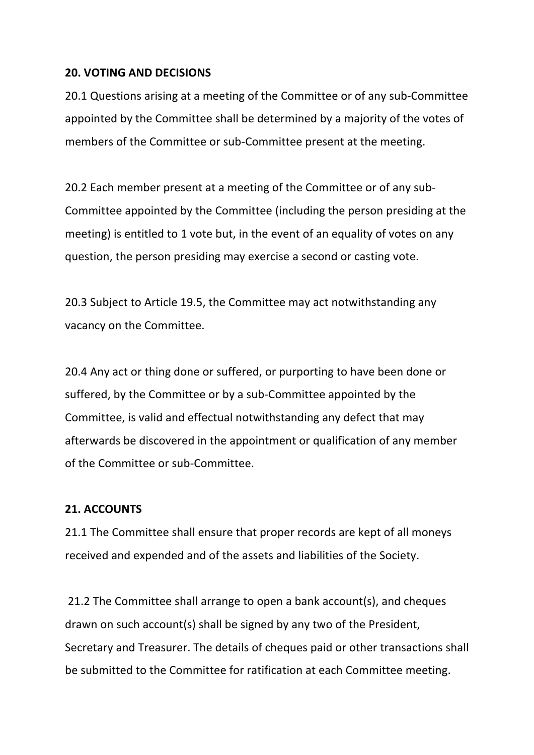**20. VOTING AND DECISIONS**

20.1 Questions arising at a meeting of the Committee or of any sub-Committee appointed by the Committee shall be determined by a majority of the votes of members of the Committee or sub-Committee present at the meeting.

20.2 Each member present at a meeting of the Committee or of any sub-Committee appointed by the Committee (including the person presiding at the meeting) is entitled to 1 vote but, in the event of an equality of votes on any question, the person presiding may exercise a second or casting vote.

20.3 Subject to Article 19.5, the Committee may act notwithstanding any vacancy on the Committee.

20.4 Any act or thing done or suffered, or purporting to have been done or suffered, by the Committee or by a sub-Committee appointed by the Committee, is valid and effectual notwithstanding any defect that may afterwards be discovered in the appointment or qualification of any member of the Committee or sub-Committee.

**21. ACCOUNTS**

21.1 The Committee shall ensure that proper records are kept of all moneys received and expended and of the assets and liabilities of the Society.

21.2 The Committee shall arrange to open a bank account(s), and cheques drawn on such account(s) shall be signed by any two of the President, Secretary and Treasurer. The details of cheques paid or other transactions shall be submitted to the Committee for ratification at each Committee meeting.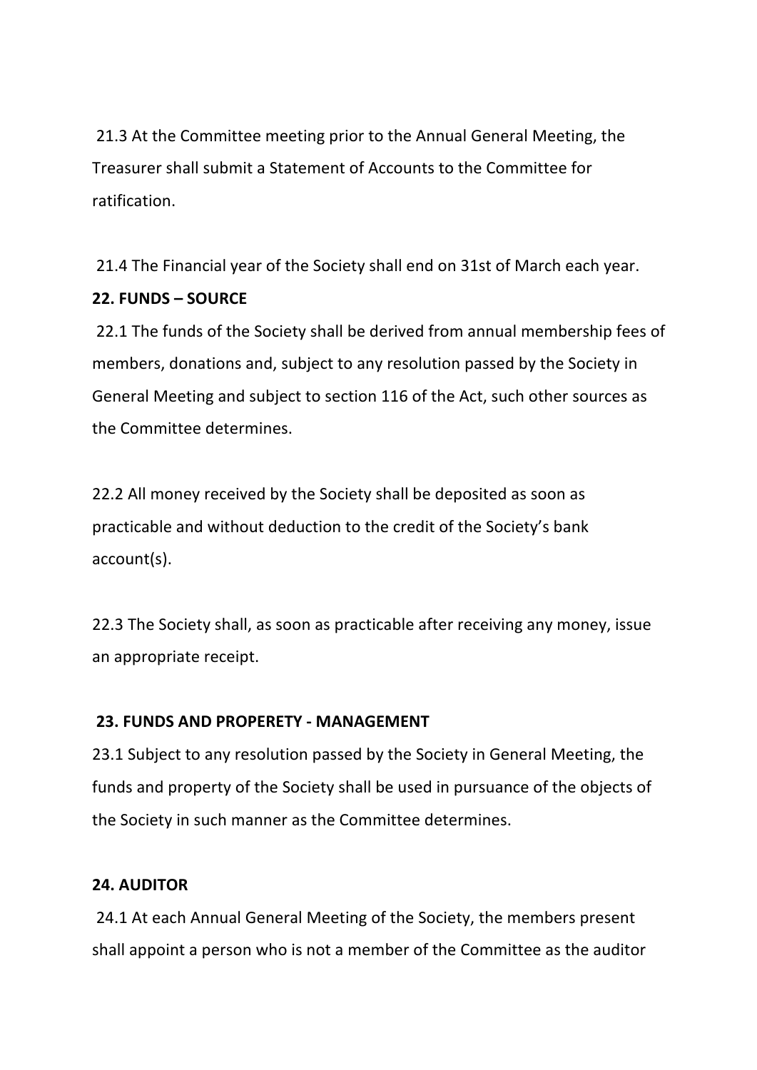21.3 At the Committee meeting prior to the Annual General Meeting, the Treasurer shall submit a Statement of Accounts to the Committee for ratification.

21.4 The Financial year of the Society shall end on 31st of March each year.

**22. FUNDS – SOURCE**

22.1 The funds of the Society shall be derived from annual membership fees of members, donations and, subject to any resolution passed by the Society in General Meeting and subject to section 116 of the Act, such other sources as the Committee determines.

22.2 All money received by the Society shall be deposited as soon as practicable and without deduction to the credit of the Society's bank account(s).

22.3 The Society shall, as soon as practicable after receiving any money, issue an appropriate receipt.

**23. FUNDS AND PROPERETY - MANAGEMENT**

23.1 Subject to any resolution passed by the Society in General Meeting, the funds and property of the Society shall be used in pursuance of the objects of the Society in such manner as the Committee determines.

**24. AUDITOR**

24.1 At each Annual General Meeting of the Society, the members present shall appoint a person who is not a member of the Committee as the auditor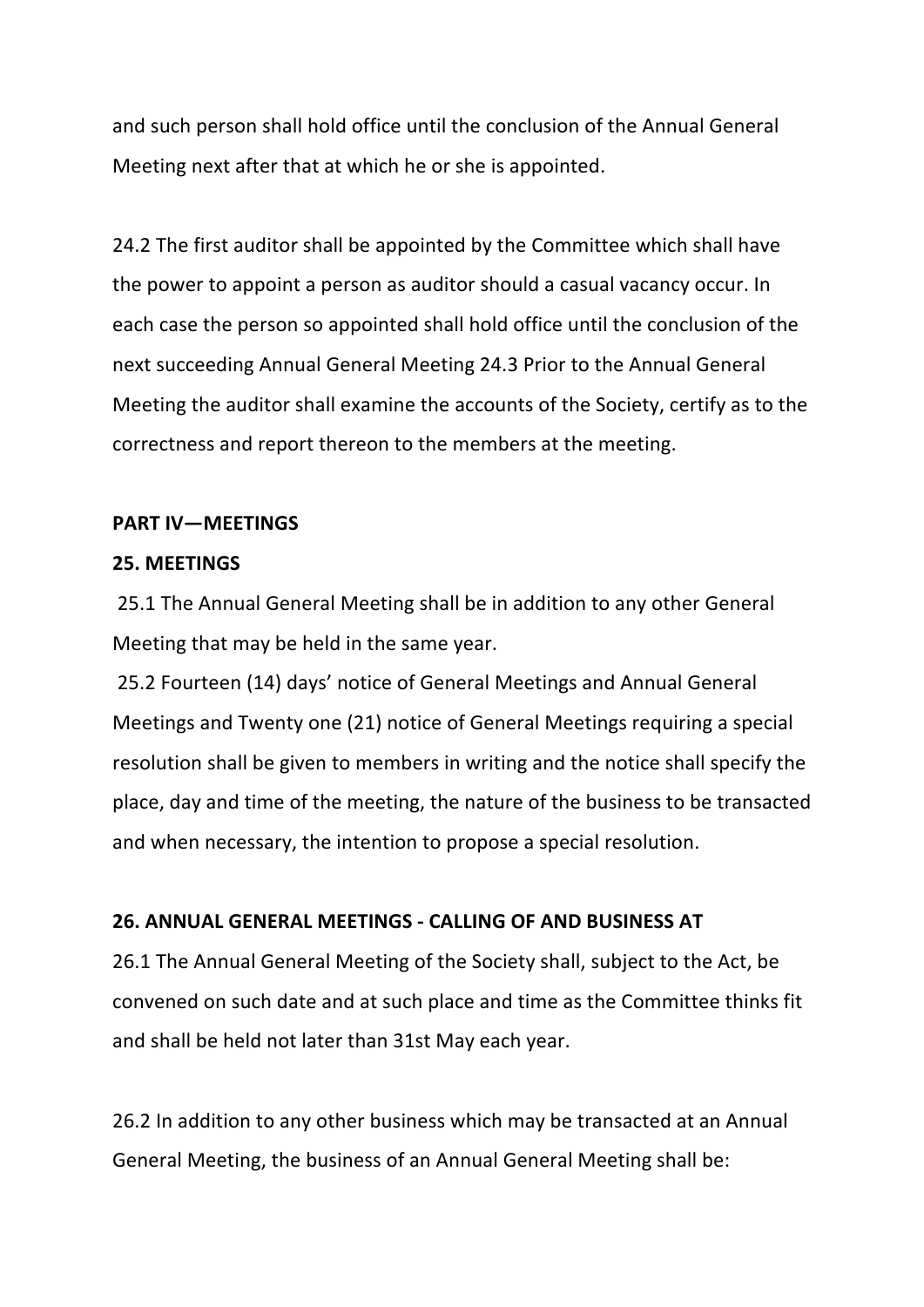and such person shall hold office until the conclusion of the Annual General Meeting next after that at which he or she is appointed.

24.2 The first auditor shall be appointed by the Committee which shall have the power to appoint a person as auditor should a casual vacancy occur. In each case the person so appointed shall hold office until the conclusion of the next succeeding Annual General Meeting 24.3 Prior to the Annual General Meeting the auditor shall examine the accounts of the Society, certify as to the correctness and report thereon to the members at the meeting.

**PART IV—MEETINGS**

**25. MEETINGS**

25.1 The Annual General Meeting shall be in addition to any other General Meeting that may be held in the same year.

25.2 Fourteen (14) days' notice of General Meetings and Annual General Meetings and Twenty one (21) notice of General Meetings requiring a special resolution shall be given to members in writing and the notice shall specify the place, day and time of the meeting, the nature of the business to be transacted and when necessary, the intention to propose a special resolution.

**26. ANNUAL GENERAL MEETINGS - CALLING OF AND BUSINESS AT**

26.1 The Annual General Meeting of the Society shall, subject to the Act, be convened on such date and at such place and time as the Committee thinks fit and shall be held not later than 31st May each year.

26.2 In addition to any other business which may be transacted at an Annual General Meeting, the business of an Annual General Meeting shall be: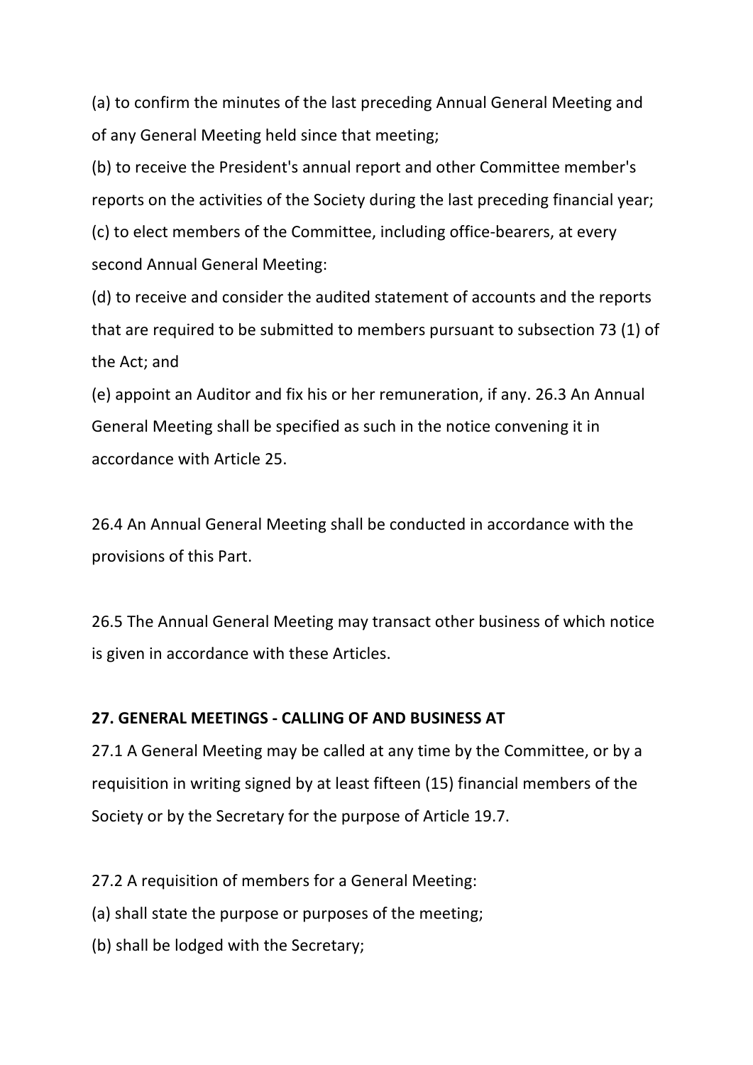(a) to confirm the minutes of the last preceding Annual General Meeting and of any General Meeting held since that meeting;

(b) to receive the President's annual report and other Committee member's reports on the activities of the Society during the last preceding financial year;

(c) to elect members of the Committee, including office-bearers, at every second Annual General Meeting:

(d) to receive and consider the audited statement of accounts and the reports that are required to be submitted to members pursuant to subsection 73 (1) of the Act; and

(e) appoint an Auditor and fix his or her remuneration, if any. 26.3 An Annual General Meeting shall be specified as such in the notice convening it in accordance with Article 25.

26.4 An Annual General Meeting shall be conducted in accordance with the provisions of this Part.

26.5 The Annual General Meeting may transact other business of which notice is given in accordance with these Articles.

**27. GENERAL MEETINGS - CALLING OF AND BUSINESS AT**

27.1 A General Meeting may be called at any time by the Committee, or by a requisition in writing signed by at least fifteen (15) financial members of the Society or by the Secretary for the purpose of Article 19.7.

27.2 A requisition of members for a General Meeting:

(a) shall state the purpose or purposes of the meeting;

(b) shall be lodged with the Secretary;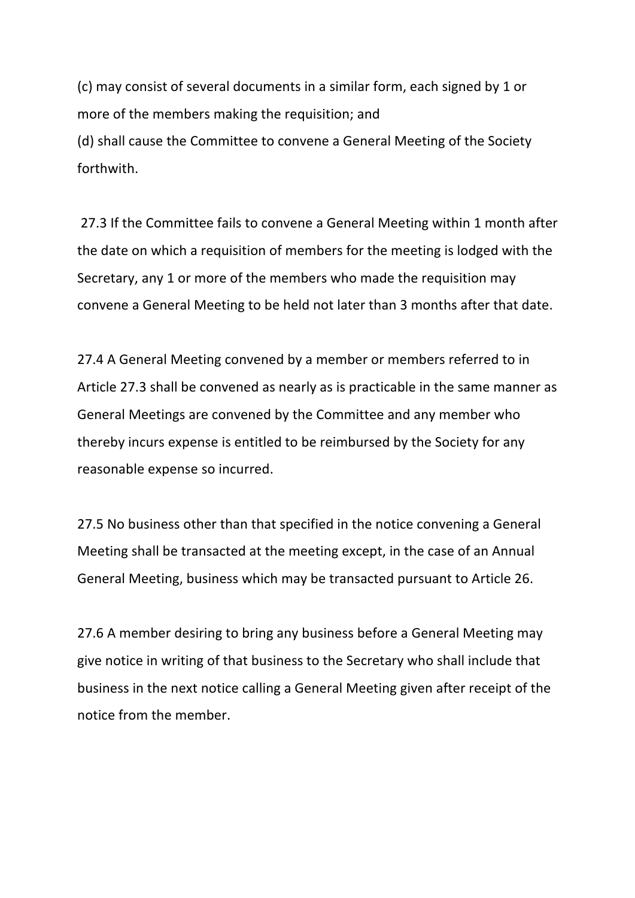(c) may consist of several documents in a similar form, each signed by 1 or more of the members making the requisition; and

(d) shall cause the Committee to convene a General Meeting of the Society forthwith.

27.3 If the Committee fails to convene a General Meeting within 1 month after the date on which a requisition of members for the meeting is lodged with the Secretary, any 1 or more of the members who made the requisition may convene a General Meeting to be held not later than 3 months after that date.

27.4 A General Meeting convened by a member or members referred to in Article 27.3 shall be convened as nearly as is practicable in the same manner as General Meetings are convened by the Committee and any member who thereby incurs expense is entitled to be reimbursed by the Society for any reasonable expense so incurred.

27.5 No business other than that specified in the notice convening a General Meeting shall be transacted at the meeting except, in the case of an Annual General Meeting, business which may be transacted pursuant to Article 26.

27.6 A member desiring to bring any business before a General Meeting may give notice in writing of that business to the Secretary who shall include that business in the next notice calling a General Meeting given after receipt of the notice from the member.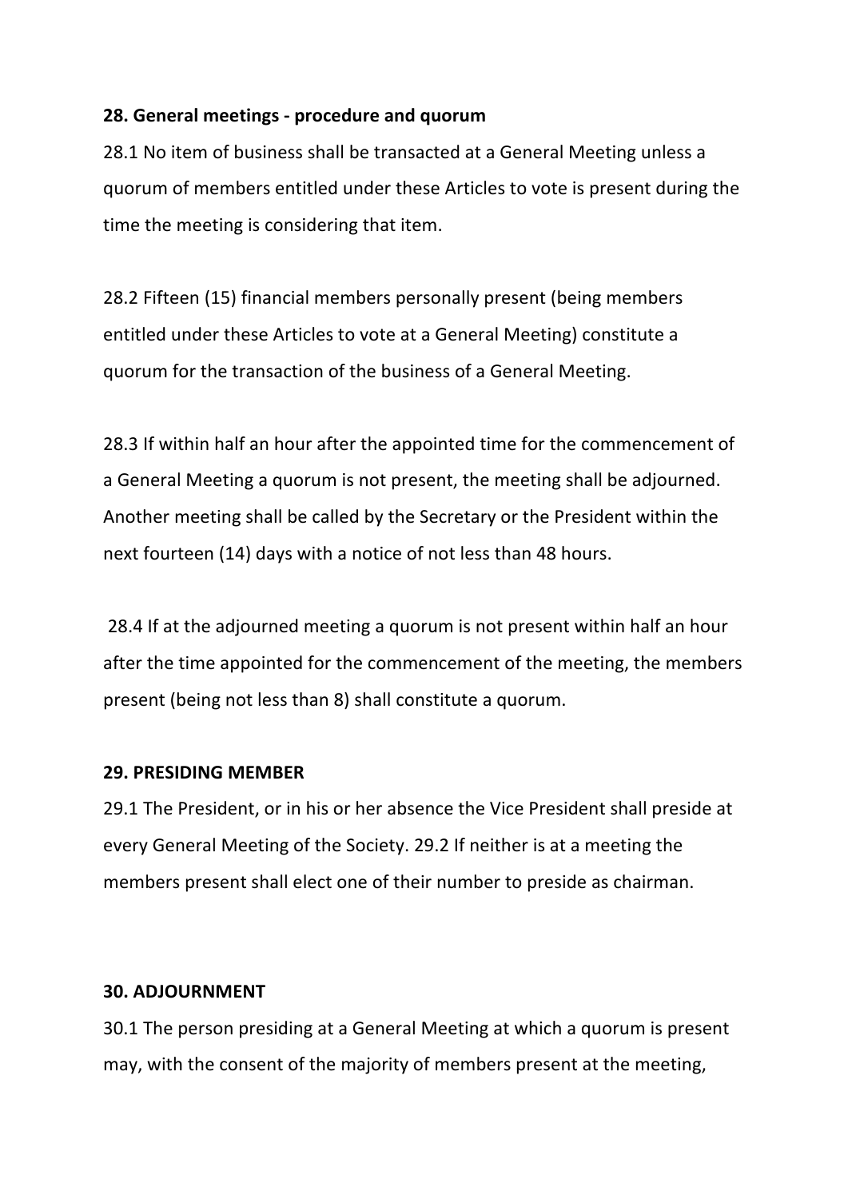**28. General meetings - procedure and quorum**

28.1 No item of business shall be transacted at a General Meeting unless a quorum of members entitled under these Articles to vote is present during the time the meeting is considering that item.

28.2 Fifteen (15) financial members personally present (being members entitled under these Articles to vote at a General Meeting) constitute a quorum for the transaction of the business of a General Meeting.

28.3 If within half an hour after the appointed time for the commencement of a General Meeting a quorum is not present, the meeting shall be adjourned. Another meeting shall be called by the Secretary or the President within the next fourteen (14) days with a notice of not less than 48 hours.

28.4 If at the adjourned meeting a quorum is not present within half an hour after the time appointed for the commencement of the meeting, the members present (being not less than 8) shall constitute a quorum.

**29. PRESIDING MEMBER**

29.1 The President, or in his or her absence the Vice President shall preside at every General Meeting of the Society. 29.2 If neither is at a meeting the members present shall elect one of their number to preside as chairman.

**30. ADJOURNMENT**

30.1 The person presiding at a General Meeting at which a quorum is present may, with the consent of the majority of members present at the meeting,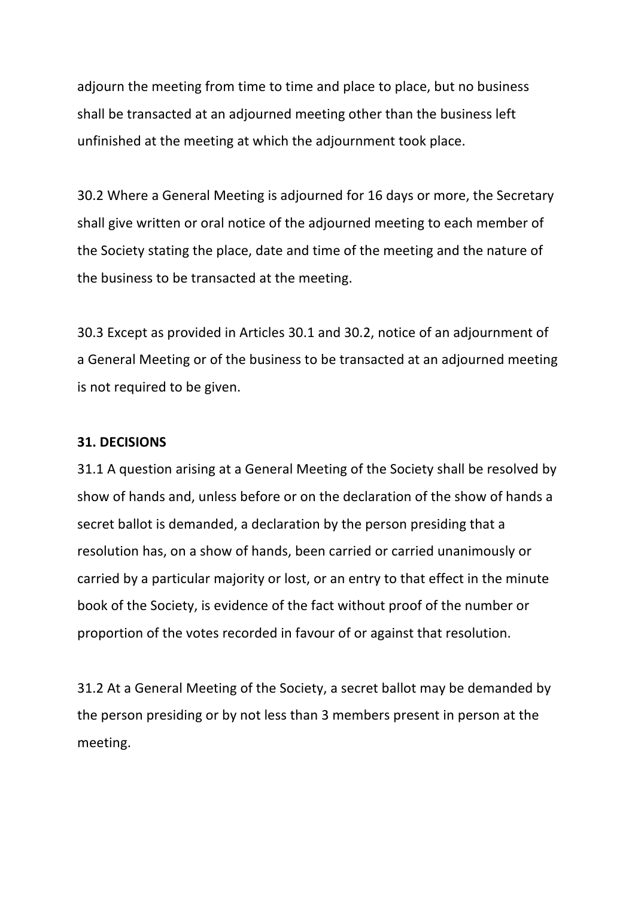adjourn the meeting from time to time and place to place, but no business shall be transacted at an adjourned meeting other than the business left unfinished at the meeting at which the adjournment took place.

30.2 Where a General Meeting is adjourned for 16 days or more, the Secretary shall give written or oral notice of the adjourned meeting to each member of the Society stating the place, date and time of the meeting and the nature of the business to be transacted at the meeting.

30.3 Except as provided in Articles 30.1 and 30.2, notice of an adjournment of a General Meeting or of the business to be transacted at an adjourned meeting is not required to be given.

**31. DECISIONS**

31.1 A question arising at a General Meeting of the Society shall be resolved by show of hands and, unless before or on the declaration of the show of hands a secret ballot is demanded, a declaration by the person presiding that a resolution has, on a show of hands, been carried or carried unanimously or carried by a particular majority or lost, or an entry to that effect in the minute book of the Society, is evidence of the fact without proof of the number or proportion of the votes recorded in favour of or against that resolution.

31.2 At a General Meeting of the Society, a secret ballot may be demanded by the person presiding or by not less than 3 members present in person at the meeting.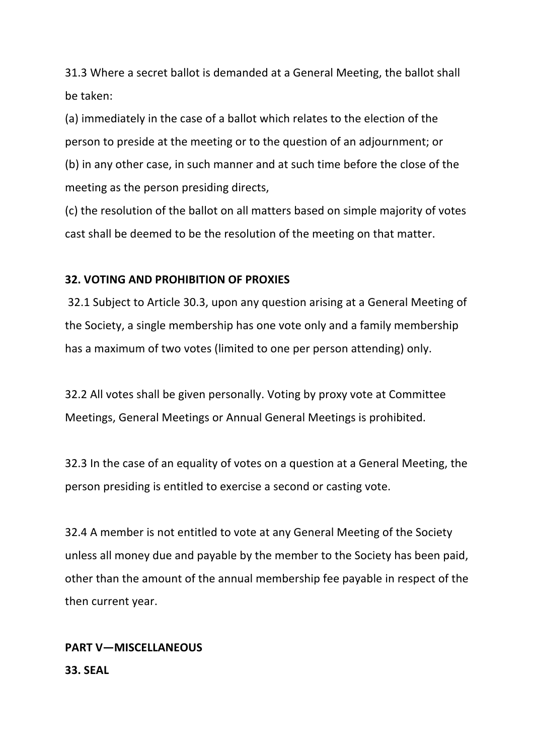31.3 Where a secret ballot is demanded at a General Meeting, the ballot shall be taken:

(a) immediately in the case of a ballot which relates to the election of the person to preside at the meeting or to the question of an adjournment; or

(b) in any other case, in such manner and at such time before the close of the meeting as the person presiding directs,

(c) the resolution of the ballot on all matters based on simple majority of votes cast shall be deemed to be the resolution of the meeting on that matter.

**32. VOTING AND PROHIBITION OF PROXIES**

32.1 Subject to Article 30.3, upon any question arising at a General Meeting of the Society, a single membership has one vote only and a family membership has a maximum of two votes (limited to one per person attending) only.

32.2 All votes shall be given personally. Voting by proxy vote at Committee Meetings, General Meetings or Annual General Meetings is prohibited.

32.3 In the case of an equality of votes on a question at a General Meeting, the person presiding is entitled to exercise a second or casting vote.

32.4 A member is not entitled to vote at any General Meeting of the Society unless all money due and payable by the member to the Society has been paid, other than the amount of the annual membership fee payable in respect of the then current year.

**PART V—MISCELLANEOUS**

**33. SEAL**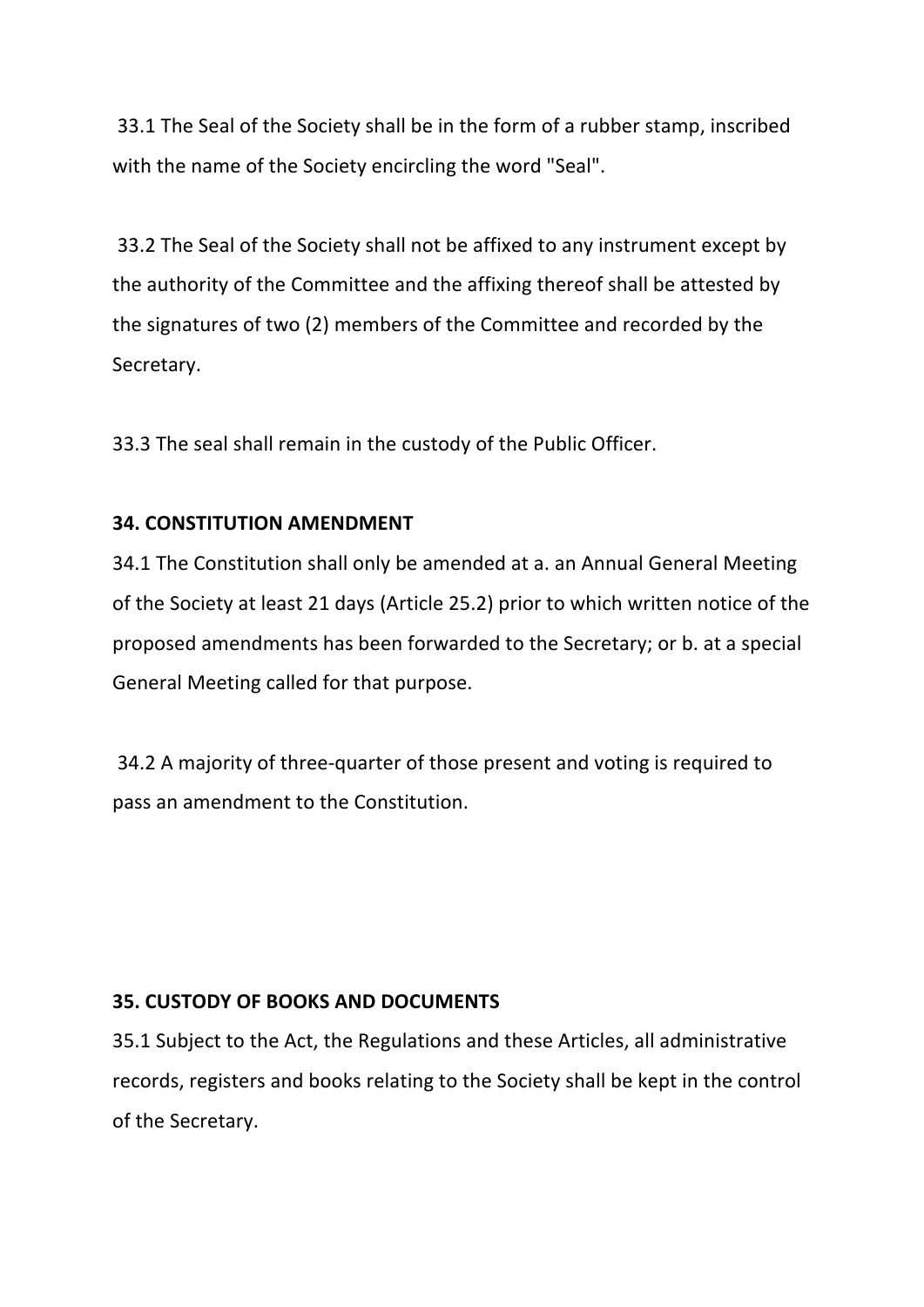33.1 The Seal of the Society shall be in the form of a rubber stamp, inscribed with the name of the Society encircling the word "Seal".

33.2 The Seal of the Society shall not be affixed to any instrument except by the authority of the Committee and the affixing thereof shall be attested by the signatures of two (2) members of the Committee and recorded by the Secretary.

33.3 The seal shall remain in the custody of the Public Officer.

**34. CONSTITUTION AMENDMENT**

34.1 The Constitution shall only be amended at a. an Annual General Meeting of the Society at least 21 days (Article 25.2) prior to which written notice of the proposed amendments has been forwarded to the Secretary; or b. at a special General Meeting called for that purpose.

34.2 A majority of three-quarter of those present and voting is required to pass an amendment to the Constitution.

**35. CUSTODY OF BOOKS AND DOCUMENTS**

35.1 Subject to the Act, the Regulations and these Articles, all administrative records, registers and books relating to the Society shall be kept in the control of the Secretary.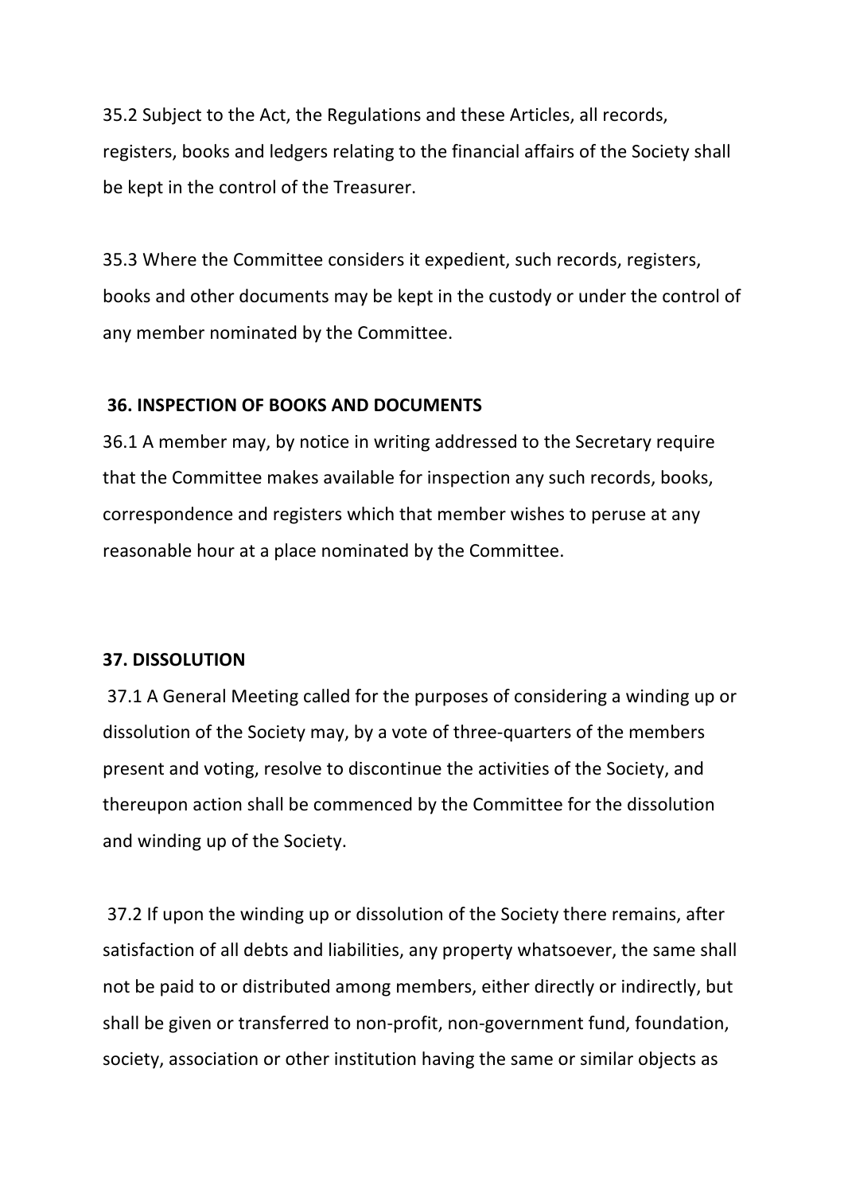35.2 Subject to the Act, the Regulations and these Articles, all records, registers, books and ledgers relating to the financial affairs of the Society shall be kept in the control of the Treasurer.

35.3 Where the Committee considers it expedient, such records, registers, books and other documents may be kept in the custody or under the control of any member nominated by the Committee.

## 36. INSPECTION OF BOOKS AND DOCUMENTS

36.1 A member may, by notice in writing addressed to the Secretary require that the Committee makes available for inspection any such records, books, correspondence and registers which that member wishes to peruse at any reasonable hour at a place nominated by the Committee.

## 37. DISSOLUTION

37.1 A General Meeting called for the purposes of considering a winding up or dissolution of the Society may, by a vote of three-quarters of the members present and voting, resolve to discontinue the activities of the Society, and thereupon action shall be commenced by the Committee for the dissolution and winding up of the Society.

37.2 If upon the winding up or dissolution of the Society there remains, after satisfaction of all debts and liabilities, any property whatsoever, the same shall not be paid to or distributed among members, either directly or indirectly, but shall be given or transferred to non-profit, non-government fund, foundation, society, association or other institution having the same or similar objects as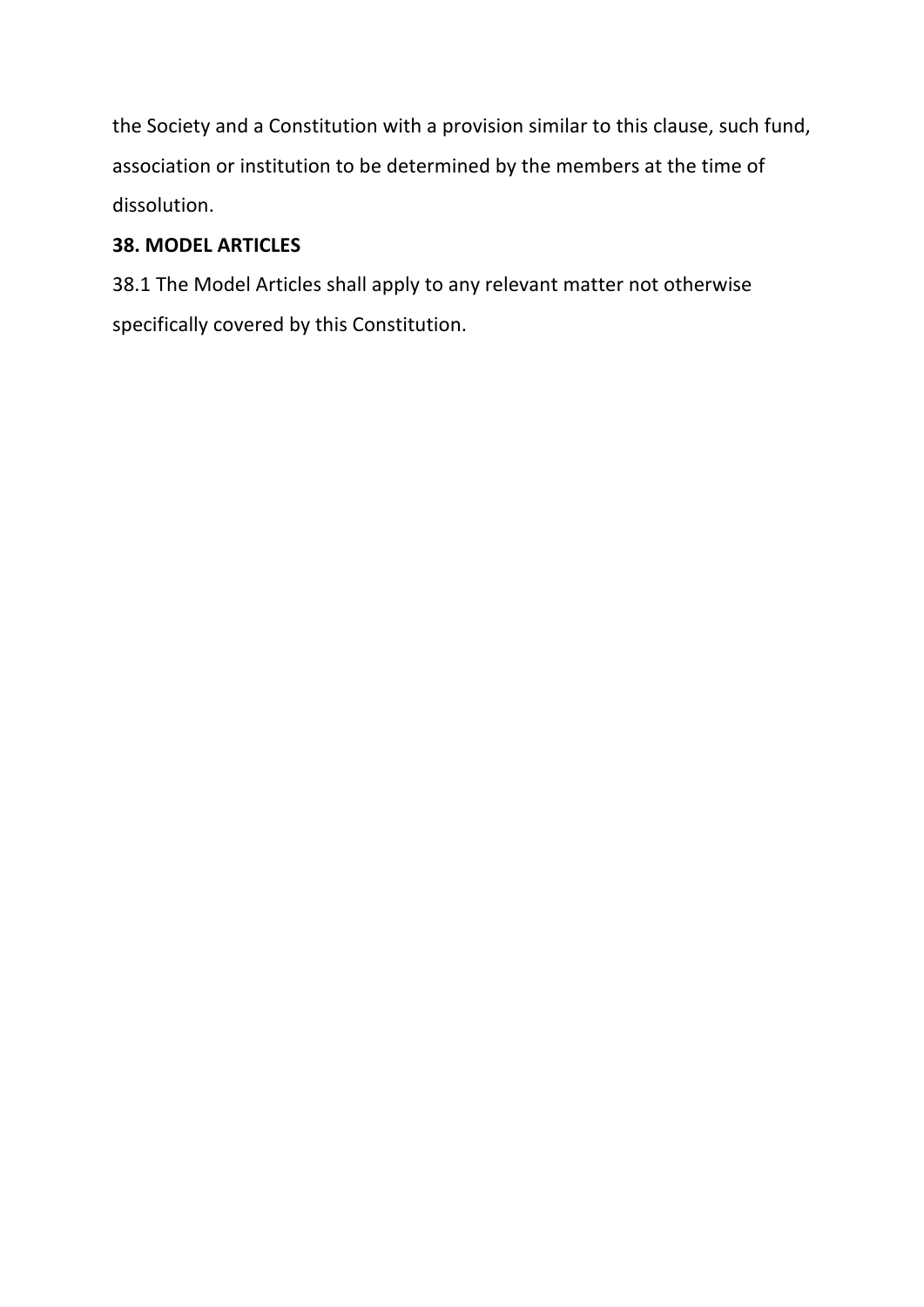the Society and a Constitution with a provision similar to this clause, such fund, association or institution to be determined by the members at the time of dissolution.

**38. MODEL ARTICLES**

38.1 The Model Articles shall apply to any relevant matter not otherwise specifically covered by this Constitution.